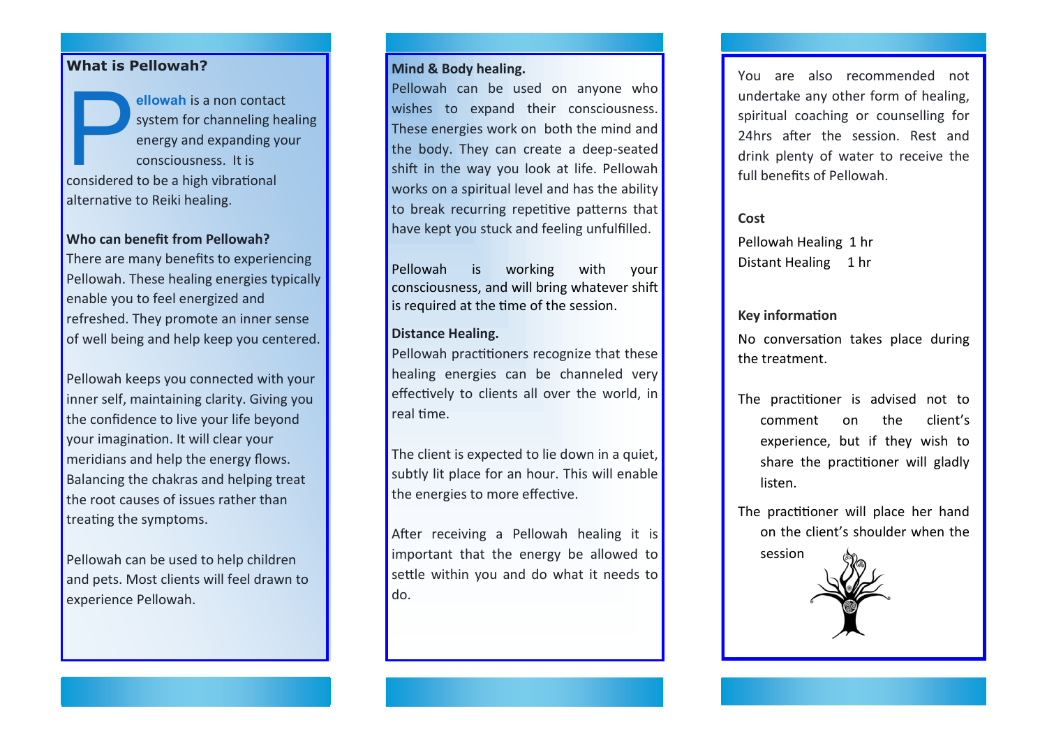**What is Pellowah?**

**Pellowah** is a non contact system for channeling healing energy and expanding your consciousness. It is considered to be a high vibrational alternative to Reiki healing.

**Who can benefit from Pellowah?**

There are many benefits to experiencing Pellowah. These healing energies typically enable you to feel energized and refreshed. They promote an inner sense of well being and help keep you centered.

Pellowah keeps you connected with your inner self, maintaining clarity. Giving you the confidence to live your life beyond your imagination. It will clear your meridians and help the energy flows. Balancing the chakras and helping treat the root causes of issues rather than treating the symptoms.

Pellowah can be used to help children and pets. Most clients will feel drawn to experience Pellowah.

**Mind & Body healing.**

Pellowah can be used on anyone who wishes to expand their consciousness. These energies work on both the mind and the body. They can create a deep-seated shift in the way you look at life. Pellowah works on a spiritual level and has the ability to break recurring repetitive patterns that have kept you stuck and feeling unfulfilled.

Pellowah is working with your consciousness, and will bring whatever shift is required at the time of the session.

**Distance Healing.**

Pellowah practitioners recognize that these healing energies can be channeled very effectively to clients all over the world, in real time.

The client is expected to lie down in a quiet, subtly lit place for an hour. This will enable the energies to more effective.

After receiving a Pellowah healing it is important that the energy be allowed to settle within you and do what it needs to do.

You are also recommended not undertake any other form of healing, spiritual coaching or counselling for 24hrs after the session. Rest and drink plenty of water to receive the full benefits of Pellowah.

**Cost**

Pellowah Healing 1 hr
Distant Healing 1 hr

**Key information**

No conversation takes place during the treatment.

The practitioner is advised not to comment on the client's experience, but if they wish to share the practitioner will gladly listen.

The practitioner will place her hand on the client's shoulder when the session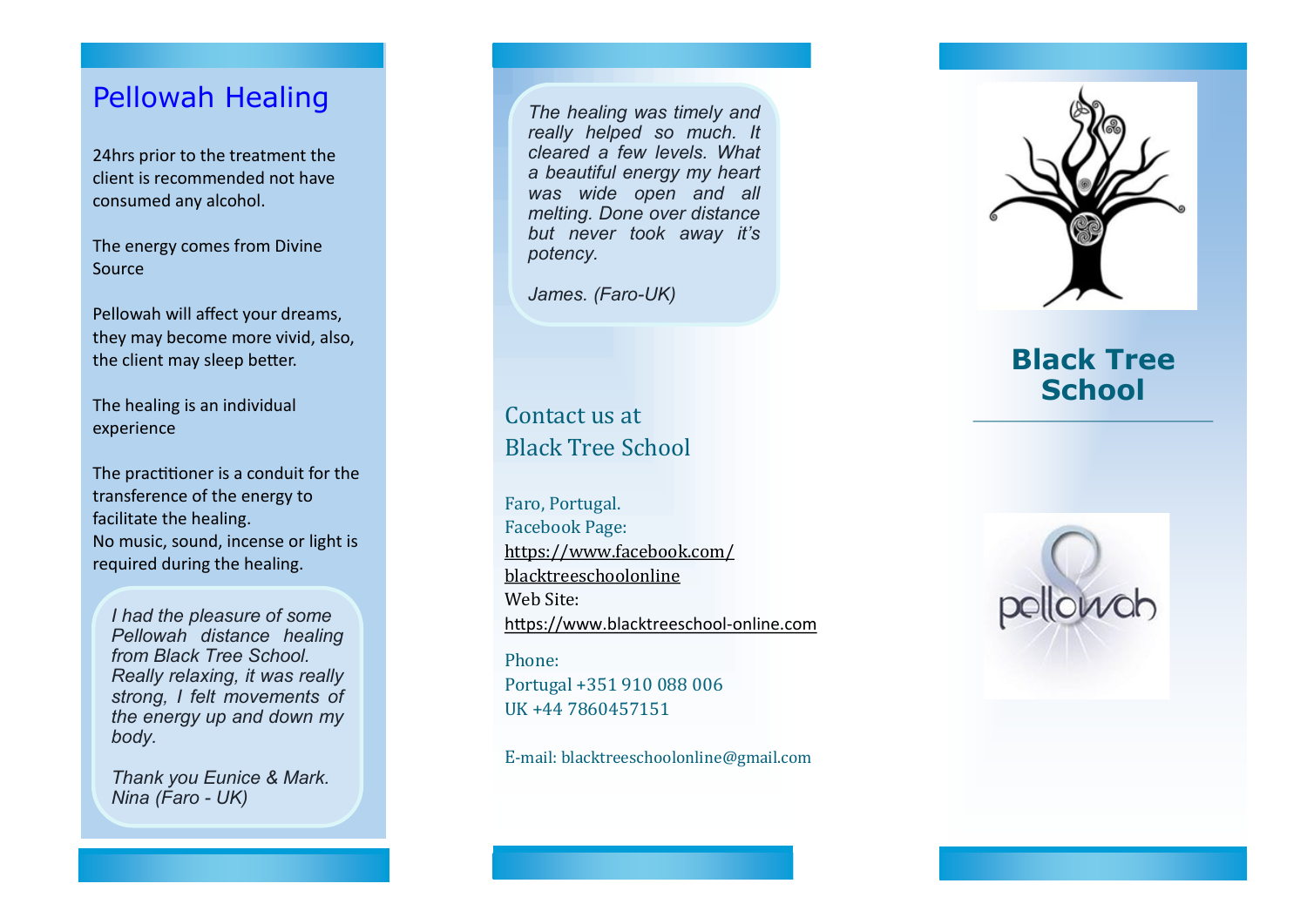# Pellowah Healing

24hrs prior to the treatment the client is recommended not have consumed any alcohol.

The energy comes from Divine Source

Pellowah will affect your dreams, they may become more vivid, also, the client may sleep better.

The healing is an individual experience

The practitioner is a conduit for the transference of the energy to facilitate the healing.
No music, sound, incense or light is required during the healing.

*I had the pleasure of some Pellowah distance healing from Black Tree School. Really relaxing, it was really strong, I felt movements of the energy up and down my body.*

*Thank you Eunice & Mark.*
*Nina (Faro - UK)*

*The healing was timely and really helped so much. It cleared a few levels. What a beautiful energy my heart was wide open and all melting. Done over distance but never took away it's potency.*

*James. (Faro-UK)*

## Contact us at Black Tree School

Faro, Portugal.
Facebook Page:
https://www.facebook.com/blacktreeschoolonline
Web Site:
https://www.blacktreeschool-online.com

Phone:
Portugal +351 910 088 006
UK +44 7860457151

E-mail: blacktreeschoolonline@gmail.com

## Black Tree School

pellowah